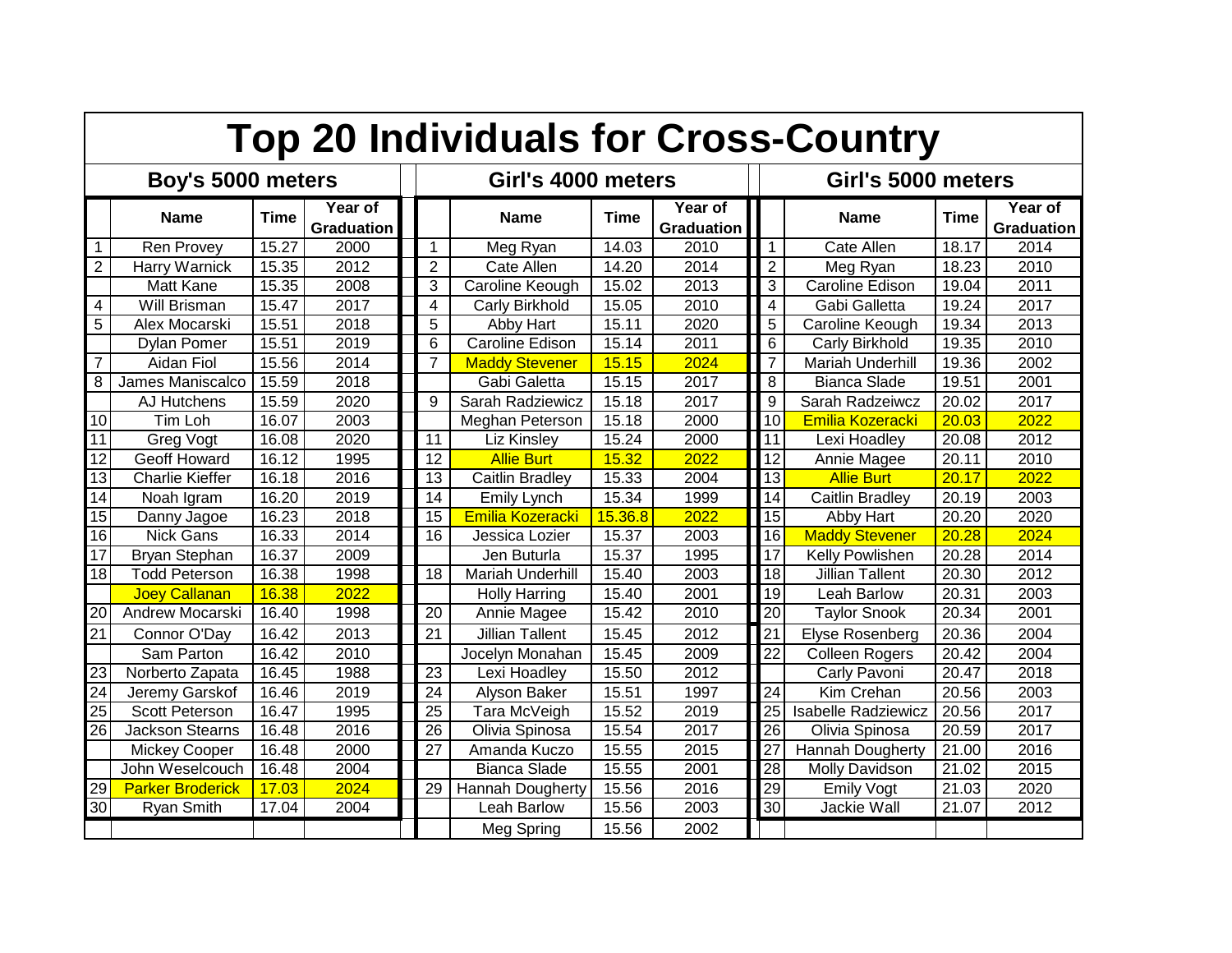# Top 20 Individuals for Cross-Country

## Boy's 5000 meters

| | Name | Time | Year of Graduation |
|---|---|---|---|
| 1 | Ren Provey | 15.27 | 2000 |
| 2 | Harry Warnick | 15.35 | 2012 |
| | Matt Kane | 15.35 | 2008 |
| 4 | Will Brisman | 15.47 | 2017 |
| 5 | Alex Mocarski | 15.51 | 2018 |
| | Dylan Pomer | 15.51 | 2019 |
| 7 | Aidan Fiol | 15.56 | 2014 |
| 8 | James Maniscalco | 15.59 | 2018 |
| | AJ Hutchens | 15.59 | 2020 |
| 10 | Tim Loh | 16.07 | 2003 |
| 11 | Greg Vogt | 16.08 | 2020 |
| 12 | Geoff Howard | 16.12 | 1995 |
| 13 | Charlie Kieffer | 16.18 | 2016 |
| 14 | Noah Igram | 16.20 | 2019 |
| 15 | Danny Jagoe | 16.23 | 2018 |
| 16 | Nick Gans | 16.33 | 2014 |
| 17 | Bryan Stephan | 16.37 | 2009 |
| 18 | Todd Peterson | 16.38 | 1998 |
| | Joey Callanan | 16.38 | 2022 |
| 20 | Andrew Mocarski | 16.40 | 1998 |
| 21 | Connor O'Day | 16.42 | 2013 |
| | Sam Parton | 16.42 | 2010 |
| 23 | Norberto Zapata | 16.45 | 1988 |
| 24 | Jeremy Garskof | 16.46 | 2019 |
| 25 | Scott Peterson | 16.47 | 1995 |
| 26 | Jackson Stearns | 16.48 | 2016 |
| | Mickey Cooper | 16.48 | 2000 |
| | John Weselcouch | 16.48 | 2004 |
| 29 | Parker Broderick | 17.03 | 2024 |
| 30 | Ryan Smith | 17.04 | 2004 |

## Girl's 4000 meters

| | Name | Time | Year of Graduation |
|---|---|---|---|
| 1 | Meg Ryan | 14.03 | 2010 |
| 2 | Cate Allen | 14.20 | 2014 |
| 3 | Caroline Keough | 15.02 | 2013 |
| 4 | Carly Birkhold | 15.05 | 2010 |
| 5 | Abby Hart | 15.11 | 2020 |
| 6 | Caroline Edison | 15.14 | 2011 |
| 7 | Maddy Stevener | 15.15 | 2024 |
| | Gabi Galetta | 15.15 | 2017 |
| 9 | Sarah Radziewicz | 15.18 | 2017 |
| | Meghan Peterson | 15.18 | 2000 |
| 11 | Liz Kinsley | 15.24 | 2000 |
| 12 | Allie Burt | 15.32 | 2022 |
| 13 | Caitlin Bradley | 15.33 | 2004 |
| 14 | Emily Lynch | 15.34 | 1999 |
| 15 | Emilia Kozeracki | 15.36.8 | 2022 |
| 16 | Jessica Lozier | 15.37 | 2003 |
| | Jen Buturla | 15.37 | 1995 |
| 18 | Mariah Underhill | 15.40 | 2003 |
| | Holly Harring | 15.40 | 2001 |
| 20 | Annie Magee | 15.42 | 2010 |
| 21 | Jillian Tallent | 15.45 | 2012 |
| | Jocelyn Monahan | 15.45 | 2009 |
| 23 | Lexi Hoadley | 15.50 | 2012 |
| 24 | Alyson Baker | 15.51 | 1997 |
| 25 | Tara McVeigh | 15.52 | 2019 |
| 26 | Olivia Spinosa | 15.54 | 2017 |
| 27 | Amanda Kuczo | 15.55 | 2015 |
| | Bianca Slade | 15.55 | 2001 |
| 29 | Hannah Dougherty | 15.56 | 2016 |
| | Leah Barlow | 15.56 | 2003 |
| | Meg Spring | 15.56 | 2002 |

## Girl's 5000 meters

| | Name | Time | Year of Graduation |
|---|---|---|---|
| 1 | Cate Allen | 18.17 | 2014 |
| 2 | Meg Ryan | 18.23 | 2010 |
| 3 | Caroline Edison | 19.04 | 2011 |
| 4 | Gabi Galletta | 19.24 | 2017 |
| 5 | Caroline Keough | 19.34 | 2013 |
| 6 | Carly Birkhold | 19.35 | 2010 |
| 7 | Mariah Underhill | 19.36 | 2002 |
| 8 | Bianca Slade | 19.51 | 2001 |
| 9 | Sarah Radzeiwcz | 20.02 | 2017 |
| 10 | Emilia Kozeracki | 20.03 | 2022 |
| 11 | Lexi Hoadley | 20.08 | 2012 |
| 12 | Annie Magee | 20.11 | 2010 |
| 13 | Allie Burt | 20.17 | 2022 |
| 14 | Caitlin Bradley | 20.19 | 2003 |
| 15 | Abby Hart | 20.20 | 2020 |
| 16 | Maddy Stevener | 20.28 | 2024 |
| 17 | Kelly Powlishen | 20.28 | 2014 |
| 18 | Jillian Tallent | 20.30 | 2012 |
| 19 | Leah Barlow | 20.31 | 2003 |
| 20 | Taylor Snook | 20.34 | 2001 |
| 21 | Elyse Rosenberg | 20.36 | 2004 |
| 22 | Colleen Rogers | 20.42 | 2004 |
| | Carly Pavoni | 20.47 | 2018 |
| 24 | Kim Crehan | 20.56 | 2003 |
| 25 | Isabelle Radziewicz | 20.56 | 2017 |
| 26 | Olivia Spinosa | 20.59 | 2017 |
| 27 | Hannah Dougherty | 21.00 | 2016 |
| 28 | Molly Davidson | 21.02 | 2015 |
| 29 | Emily Vogt | 21.03 | 2020 |
| 30 | Jackie Wall | 21.07 | 2012 |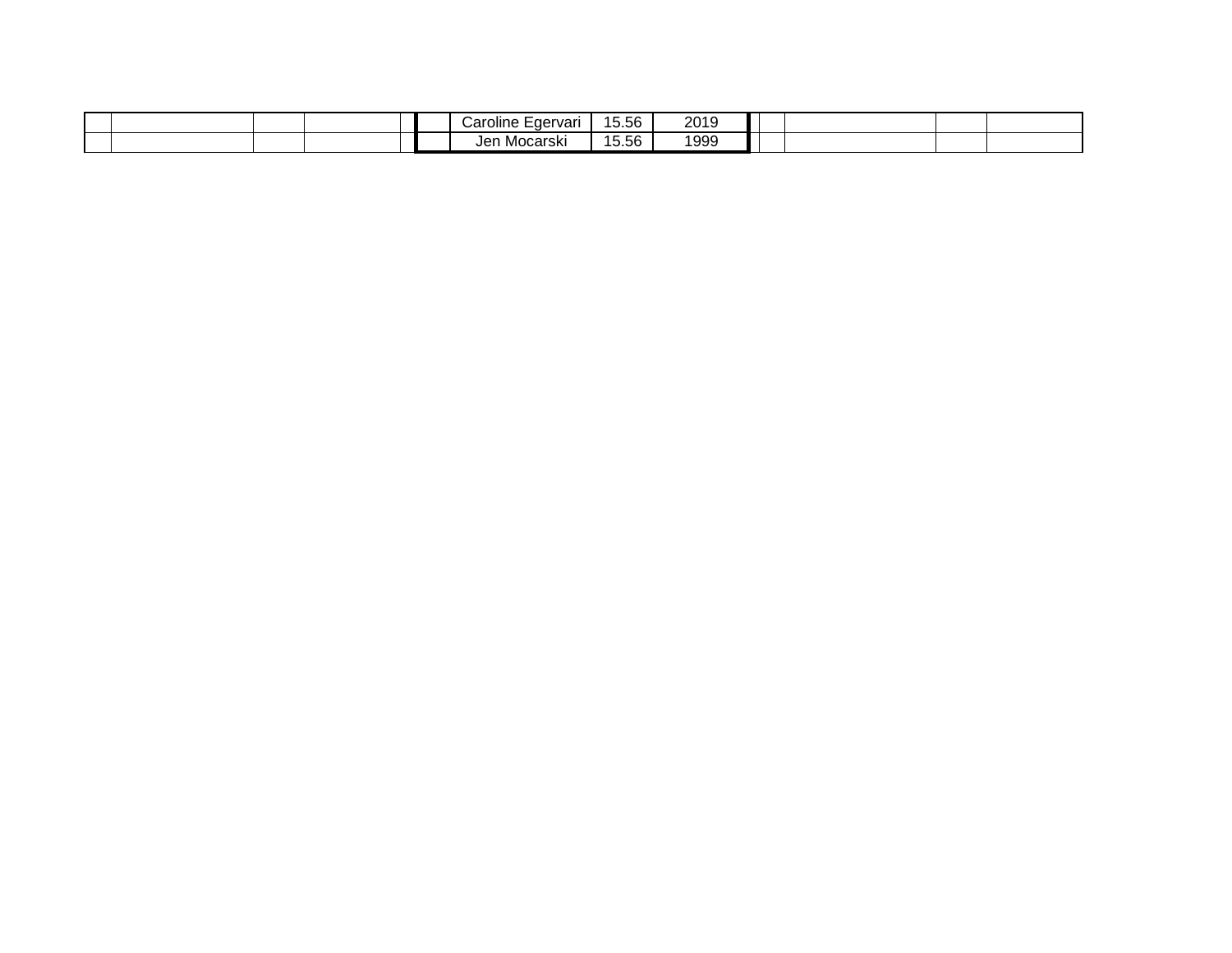| | | | | | | | | | | | | | |
|---|---|---|---|---|---|---|---|---|---|---|---|---|---|
| | | | | | | Caroline Egervari | 15.56 | 2019 | | | | | |
| | | | | | | Jen Mocarski | 15.56 | 1999 | | | | | |